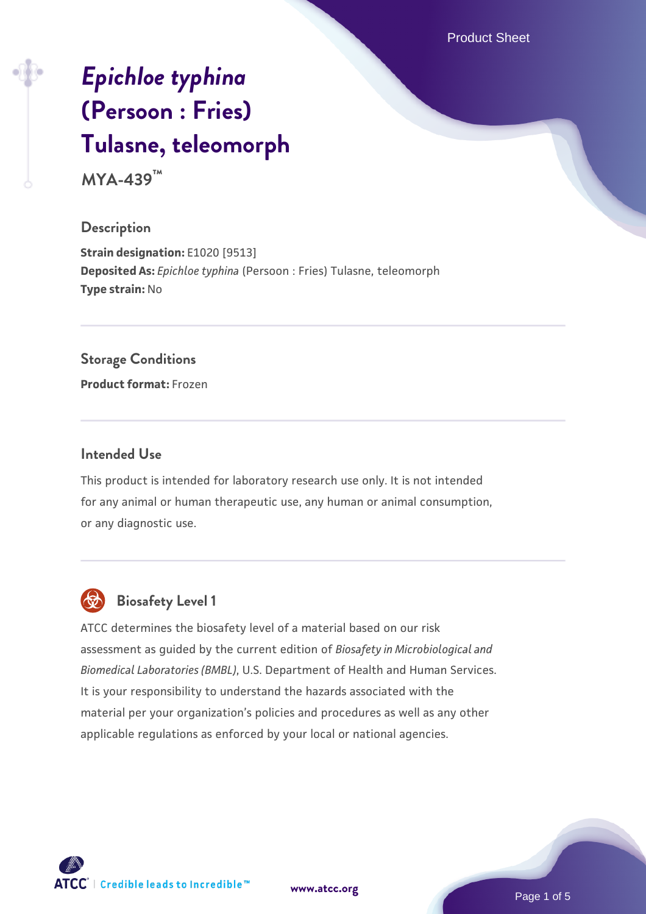# *Epichloe typhina* (Persoon : Fries) Tulasne, teleomorph

**MYA-439™**

## Description

**Strain designation:** E1020 [9513]
**Deposited As:** *Epichloe typhina* (Persoon : Fries) Tulasne, teleomorph
**Type strain:** No

## Storage Conditions

**Product format:** Frozen

## Intended Use

This product is intended for laboratory research use only. It is not intended for any animal or human therapeutic use, any human or animal consumption, or any diagnostic use.

## Biosafety Level 1

ATCC determines the biosafety level of a material based on our risk assessment as guided by the current edition of *Biosafety in Microbiological and Biomedical Laboratories (BMBL)*, U.S. Department of Health and Human Services. It is your responsibility to understand the hazards associated with the material per your organization's policies and procedures as well as any other applicable regulations as enforced by your local or national agencies.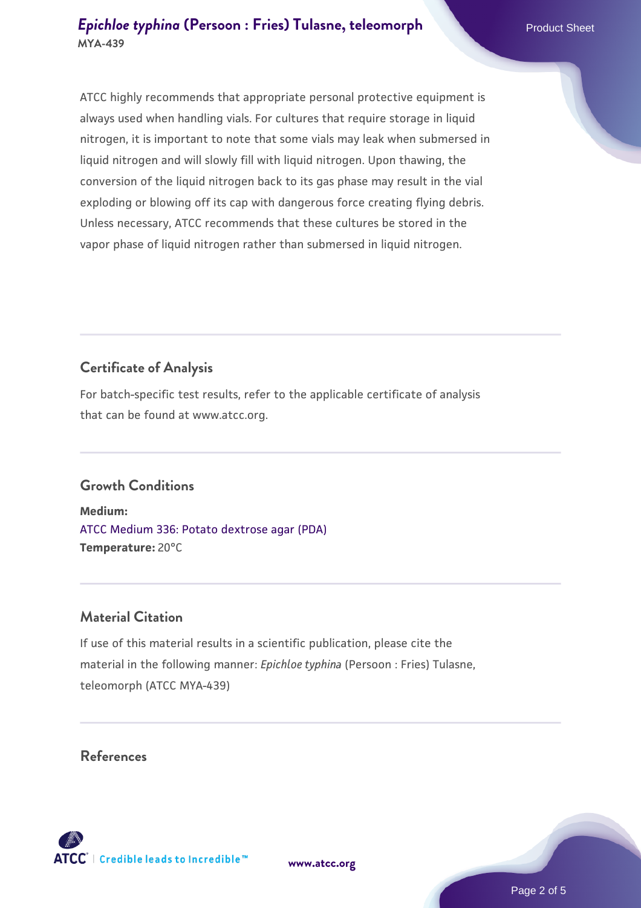ATCC highly recommends that appropriate personal protective equipment is always used when handling vials. For cultures that require storage in liquid nitrogen, it is important to note that some vials may leak when submersed in liquid nitrogen and will slowly fill with liquid nitrogen. Upon thawing, the conversion of the liquid nitrogen back to its gas phase may result in the vial exploding or blowing off its cap with dangerous force creating flying debris. Unless necessary, ATCC recommends that these cultures be stored in the vapor phase of liquid nitrogen rather than submersed in liquid nitrogen.

## Certificate of Analysis

For batch-specific test results, refer to the applicable certificate of analysis that can be found at www.atcc.org.

## Growth Conditions

**Medium:**
ATCC Medium 336: Potato dextrose agar (PDA)
**Temperature:** 20°C

## Material Citation

If use of this material results in a scientific publication, please cite the material in the following manner: *Epichloe typhina* (Persoon : Fries) Tulasne, teleomorph (ATCC MYA-439)

## References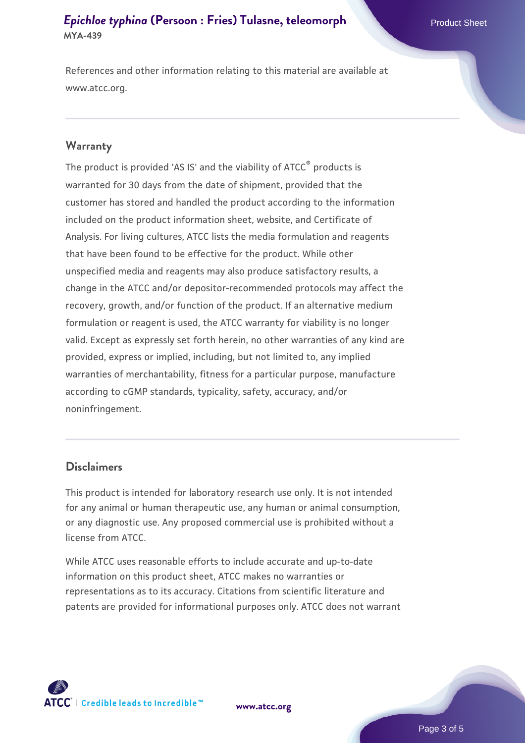References and other information relating to this material are available at www.atcc.org.

## Warranty

The product is provided 'AS IS' and the viability of ATCC® products is warranted for 30 days from the date of shipment, provided that the customer has stored and handled the product according to the information included on the product information sheet, website, and Certificate of Analysis. For living cultures, ATCC lists the media formulation and reagents that have been found to be effective for the product. While other unspecified media and reagents may also produce satisfactory results, a change in the ATCC and/or depositor-recommended protocols may affect the recovery, growth, and/or function of the product. If an alternative medium formulation or reagent is used, the ATCC warranty for viability is no longer valid. Except as expressly set forth herein, no other warranties of any kind are provided, express or implied, including, but not limited to, any implied warranties of merchantability, fitness for a particular purpose, manufacture according to cGMP standards, typicality, safety, accuracy, and/or noninfringement.

## Disclaimers

This product is intended for laboratory research use only. It is not intended for any animal or human therapeutic use, any human or animal consumption, or any diagnostic use. Any proposed commercial use is prohibited without a license from ATCC.

While ATCC uses reasonable efforts to include accurate and up-to-date information on this product sheet, ATCC makes no warranties or representations as to its accuracy. Citations from scientific literature and patents are provided for informational purposes only. ATCC does not warrant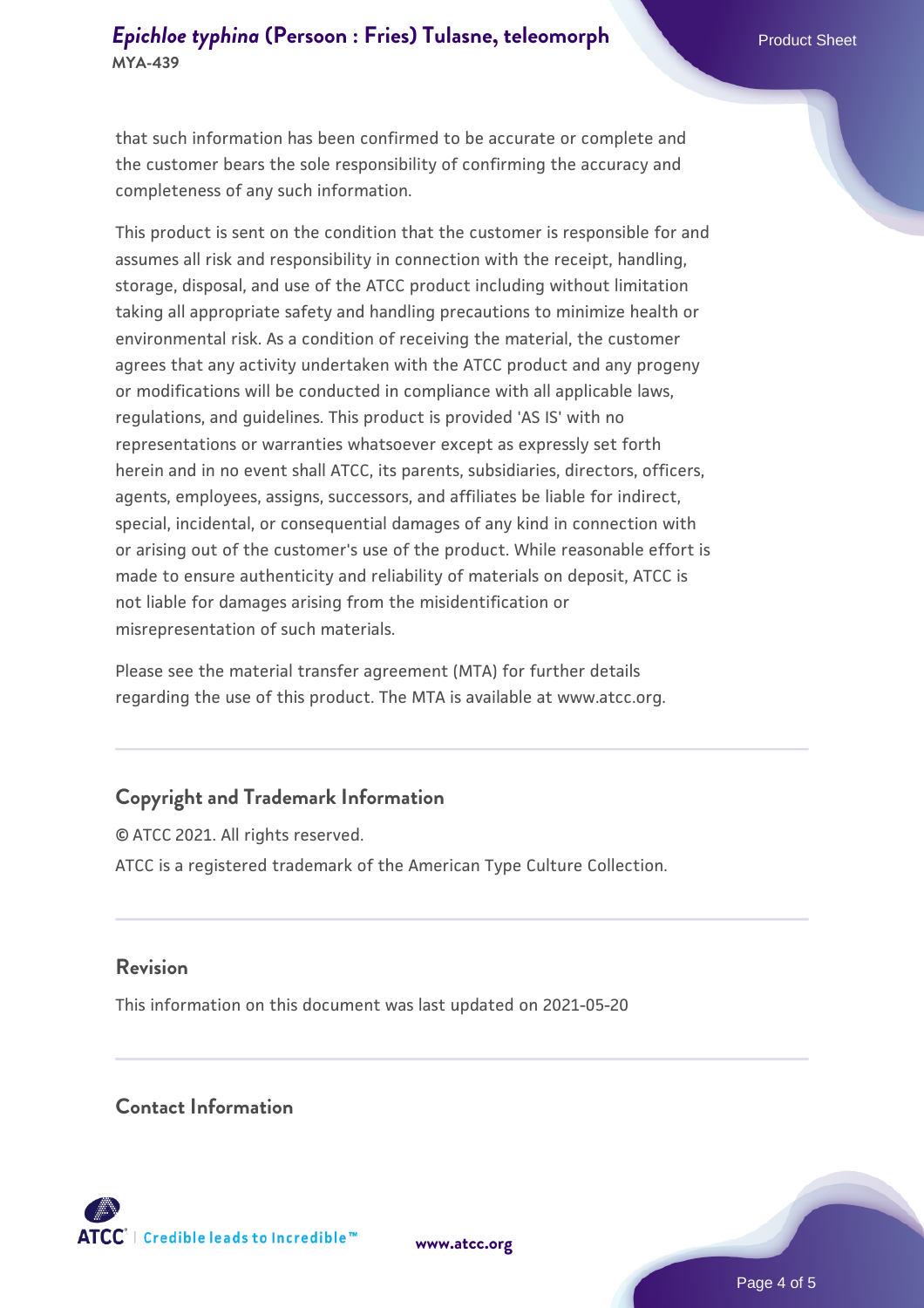that such information has been confirmed to be accurate or complete and the customer bears the sole responsibility of confirming the accuracy and completeness of any such information.

This product is sent on the condition that the customer is responsible for and assumes all risk and responsibility in connection with the receipt, handling, storage, disposal, and use of the ATCC product including without limitation taking all appropriate safety and handling precautions to minimize health or environmental risk. As a condition of receiving the material, the customer agrees that any activity undertaken with the ATCC product and any progeny or modifications will be conducted in compliance with all applicable laws, regulations, and guidelines. This product is provided 'AS IS' with no representations or warranties whatsoever except as expressly set forth herein and in no event shall ATCC, its parents, subsidiaries, directors, officers, agents, employees, assigns, successors, and affiliates be liable for indirect, special, incidental, or consequential damages of any kind in connection with or arising out of the customer's use of the product. While reasonable effort is made to ensure authenticity and reliability of materials on deposit, ATCC is not liable for damages arising from the misidentification or misrepresentation of such materials.

Please see the material transfer agreement (MTA) for further details regarding the use of this product. The MTA is available at www.atcc.org.

## Copyright and Trademark Information

© ATCC 2021. All rights reserved.

ATCC is a registered trademark of the American Type Culture Collection.

## Revision

This information on this document was last updated on 2021-05-20

## Contact Information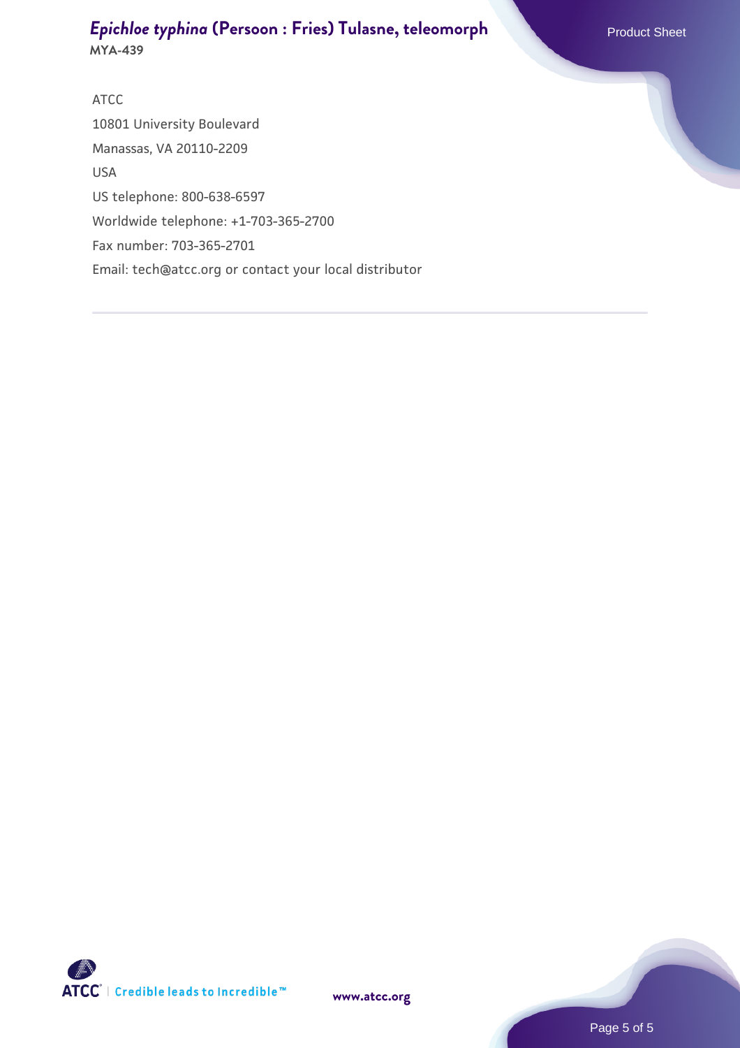ATCC

10801 University Boulevard

Manassas, VA 20110-2209

USA

US telephone: 800-638-6597

Worldwide telephone: +1-703-365-2700

Fax number: 703-365-2701

Email: tech@atcc.org or contact your local distributor